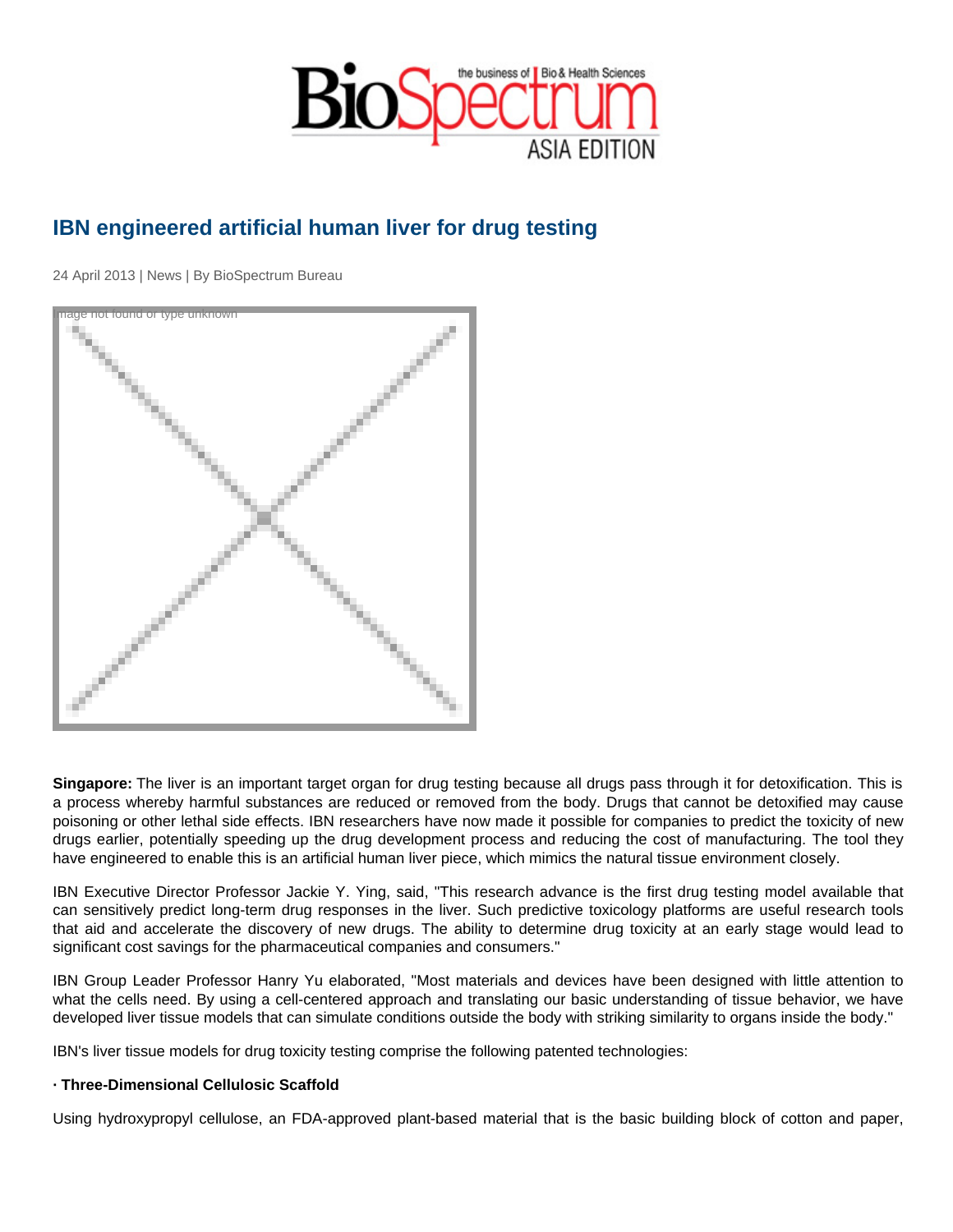# IBN engineered artificial human liver for drug testing

24 April 2013 | News | By BioSpectrum Bureau

**Singapore:** The liver is an important target organ for drug testing because all drugs pass through it for detoxification. This is a process whereby harmful substances are reduced or removed from the body. Drugs that cannot be detoxified may cause poisoning or other lethal side effects. IBN researchers have now made it possible for companies to predict the toxicity of new drugs earlier, potentially speeding up the drug development process and reducing the cost of manufacturing. The tool they have engineered to enable this is an artificial human liver piece, which mimics the natural tissue environment closely.

IBN Executive Director Professor Jackie Y. Ying, said, "This research advance is the first drug testing model available that can sensitively predict long-term drug responses in the liver. Such predictive toxicology platforms are useful research tools that aid and accelerate the discovery of new drugs. The ability to determine drug toxicity at an early stage would lead to significant cost savings for the pharmaceutical companies and consumers."

IBN Group Leader Professor Hanry Yu elaborated, "Most materials and devices have been designed with little attention to what the cells need. By using a cell-centered approach and translating our basic understanding of tissue behavior, we have developed liver tissue models that can simulate conditions outside the body with striking similarity to organs inside the body."

IBN's liver tissue models for drug toxicity testing comprise the following patented technologies:

**· Three-Dimensional Cellulosic Scaffold**

Using hydroxypropyl cellulose, an FDA-approved plant-based material that is the basic building block of cotton and paper,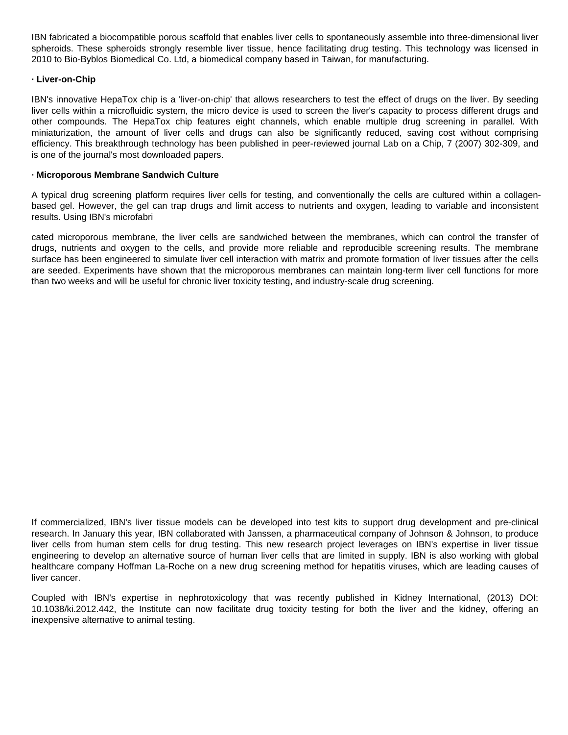IBN fabricated a biocompatible porous scaffold that enables liver cells to spontaneously assemble into three-dimensional liver spheroids. These spheroids strongly resemble liver tissue, hence facilitating drug testing. This technology was licensed in 2010 to Bio-Byblos Biomedical Co. Ltd, a biomedical company based in Taiwan, for manufacturing.

**· Liver-on-Chip**

IBN's innovative HepaTox chip is a 'liver-on-chip' that allows researchers to test the effect of drugs on the liver. By seeding liver cells within a microfluidic system, the micro device is used to screen the liver's capacity to process different drugs and other compounds. The HepaTox chip features eight channels, which enable multiple drug screening in parallel. With miniaturization, the amount of liver cells and drugs can also be significantly reduced, saving cost without comprising efficiency. This breakthrough technology has been published in peer-reviewed journal Lab on a Chip, 7 (2007) 302-309, and is one of the journal's most downloaded papers.

**· Microporous Membrane Sandwich Culture**

A typical drug screening platform requires liver cells for testing, and conventionally the cells are cultured within a collagen-based gel. However, the gel can trap drugs and limit access to nutrients and oxygen, leading to variable and inconsistent results. Using IBN's microfabri

cated microporous membrane, the liver cells are sandwiched between the membranes, which can control the transfer of drugs, nutrients and oxygen to the cells, and provide more reliable and reproducible screening results. The membrane surface has been engineered to simulate liver cell interaction with matrix and promote formation of liver tissues after the cells are seeded. Experiments have shown that the microporous membranes can maintain long-term liver cell functions for more than two weeks and will be useful for chronic liver toxicity testing, and industry-scale drug screening.

If commercialized, IBN's liver tissue models can be developed into test kits to support drug development and pre-clinical research. In January this year, IBN collaborated with Janssen, a pharmaceutical company of Johnson & Johnson, to produce liver cells from human stem cells for drug testing. This new research project leverages on IBN's expertise in liver tissue engineering to develop an alternative source of human liver cells that are limited in supply. IBN is also working with global healthcare company Hoffman La-Roche on a new drug screening method for hepatitis viruses, which are leading causes of liver cancer.

Coupled with IBN's expertise in nephrotoxicology that was recently published in Kidney International, (2013) DOI: 10.1038/ki.2012.442, the Institute can now facilitate drug toxicity testing for both the liver and the kidney, offering an inexpensive alternative to animal testing.